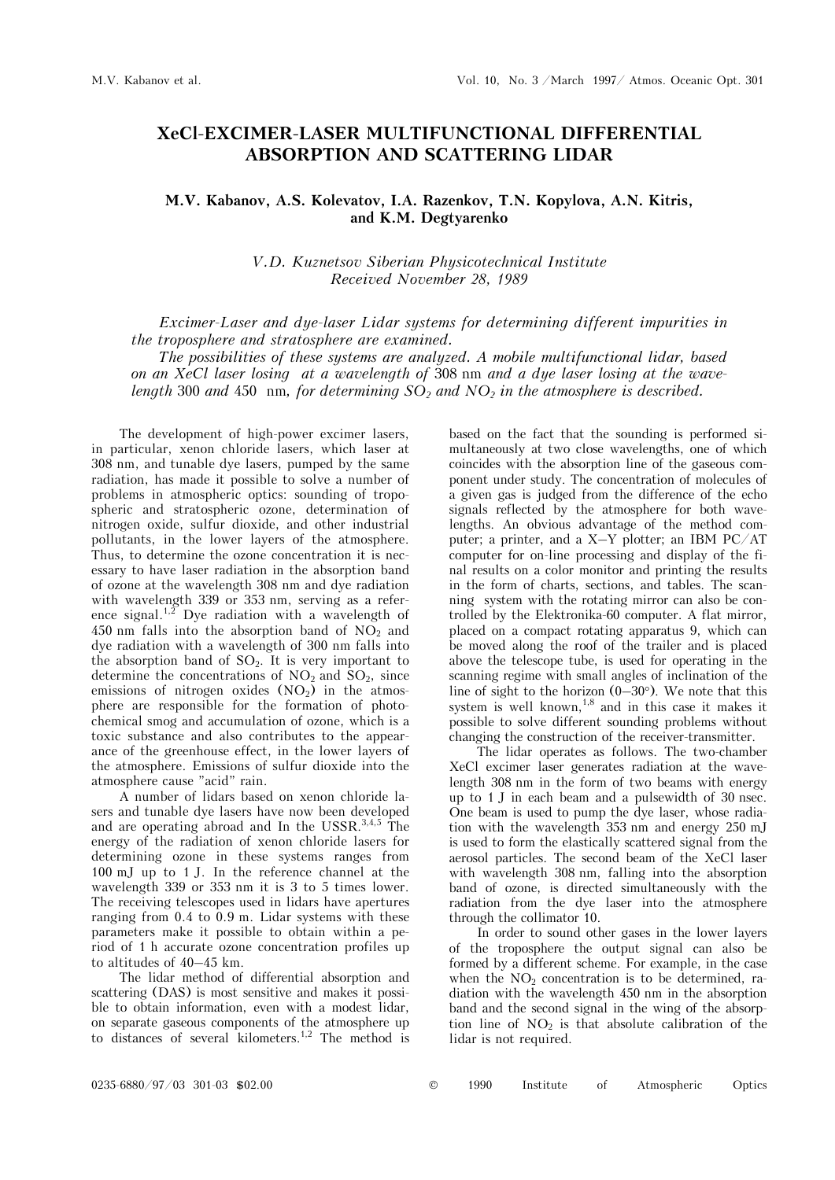# XeCl-EXCIMER-LASER MULTIFUNCTIONAL DIFFERENTIAL ABSORPTION AND SCATTERING LIDAR

**M.V. Kabanov, A.S. Kolevatov, I.A. Razenkov, T.N. Kopylova, A.N. Kitris, and K.M. Degtyarenko**

*V.D. Kuznetsov Siberian Physicotechnical Institute*
*Received November 28, 1989*

*Excimer-Laser and dye-laser Lidar systems for determining different impurities in the troposphere and stratosphere are examined.*

*The possibilities of these systems are analyzed. A mobile multifunctional lidar, based on an XeCl laser losing at a wavelength of* 308 nm *and a dye laser losing at the wavelength* 300 *and* 450 nm*, for determining* $SO_2$ *and* $NO_2$ *in the atmosphere is described.*

The development of high-power excimer lasers, in particular, xenon chloride lasers, which laser at 308 nm, and tunable dye lasers, pumped by the same radiation, has made it possible to solve a number of problems in atmospheric optics: sounding of tropospheric and stratospheric ozone, determination of nitrogen oxide, sulfur dioxide, and other industrial pollutants, in the lower layers of the atmosphere. Thus, to determine the ozone concentration it is necessary to have laser radiation in the absorption band of ozone at the wavelength 308 nm and dye radiation with wavelength 339 or 353 nm, serving as a reference signal.[1,2] Dye radiation with a wavelength of 450 nm falls into the absorption band of $NO_2$ and dye radiation with a wavelength of 300 nm falls into the absorption band of $SO_2$. It is very important to determine the concentrations of $NO_2$ and $SO_2$, since emissions of nitrogen oxides ($NO_2$) in the atmosphere are responsible for the formation of photochemical smog and accumulation of ozone, which is a toxic substance and also contributes to the appearance of the greenhouse effect, in the lower layers of the atmosphere. Emissions of sulfur dioxide into the atmosphere cause "acid" rain.

A number of lidars based on xenon chloride lasers and tunable dye lasers have now been developed and are operating abroad and In the USSR.[3,4,5] The energy of the radiation of xenon chloride lasers for determining ozone in these systems ranges from 100 mJ up to 1 J. In the reference channel at the wavelength 339 or 353 nm it is 3 to 5 times lower. The receiving telescopes used in lidars have apertures ranging from 0.4 to 0.9 m. Lidar systems with these parameters make it possible to obtain within a period of 1 h accurate ozone concentration profiles up to altitudes of 40–45 km.

The lidar method of differential absorption and scattering (DAS) is most sensitive and makes it possible to obtain information, even with a modest lidar, on separate gaseous components of the atmosphere up to distances of several kilometers.[1,2] The method is based on the fact that the sounding is performed simultaneously at two close wavelengths, one of which coincides with the absorption line of the gaseous component under study. The concentration of molecules of a given gas is judged from the difference of the echo signals reflected by the atmosphere for both wavelengths. An obvious advantage of the method computer; a printer, and a X–Y plotter; an IBM PC/AT computer for on-line processing and display of the final results on a color monitor and printing the results in the form of charts, sections, and tables. The scanning system with the rotating mirror can also be controlled by the Elektronika-60 computer. A flat mirror, placed on a compact rotating apparatus 9, which can be moved along the roof of the trailer and is placed above the telescope tube, is used for operating in the scanning regime with small angles of inclination of the line of sight to the horizon (0–30°). We note that this system is well known,[1,8] and in this case it makes it possible to solve different sounding problems without changing the construction of the receiver-transmitter.

The lidar operates as follows. The two-chamber XeCl excimer laser generates radiation at the wavelength 308 nm in the form of two beams with energy up to 1 J in each beam and a pulsewidth of 30 nsec. One beam is used to pump the dye laser, whose radiation with the wavelength 353 nm and energy 250 mJ is used to form the elastically scattered signal from the aerosol particles. The second beam of the XeCl laser with wavelength 308 nm, falling into the absorption band of ozone, is directed simultaneously with the radiation from the dye laser into the atmosphere through the collimator 10.

In order to sound other gases in the lower layers of the troposphere the output signal can also be formed by a different scheme. For example, in the case when the $NO_2$ concentration is to be determined, radiation with the wavelength 450 nm in the absorption band and the second signal in the wing of the absorption line of $NO_2$ is that absolute calibration of the lidar is not required.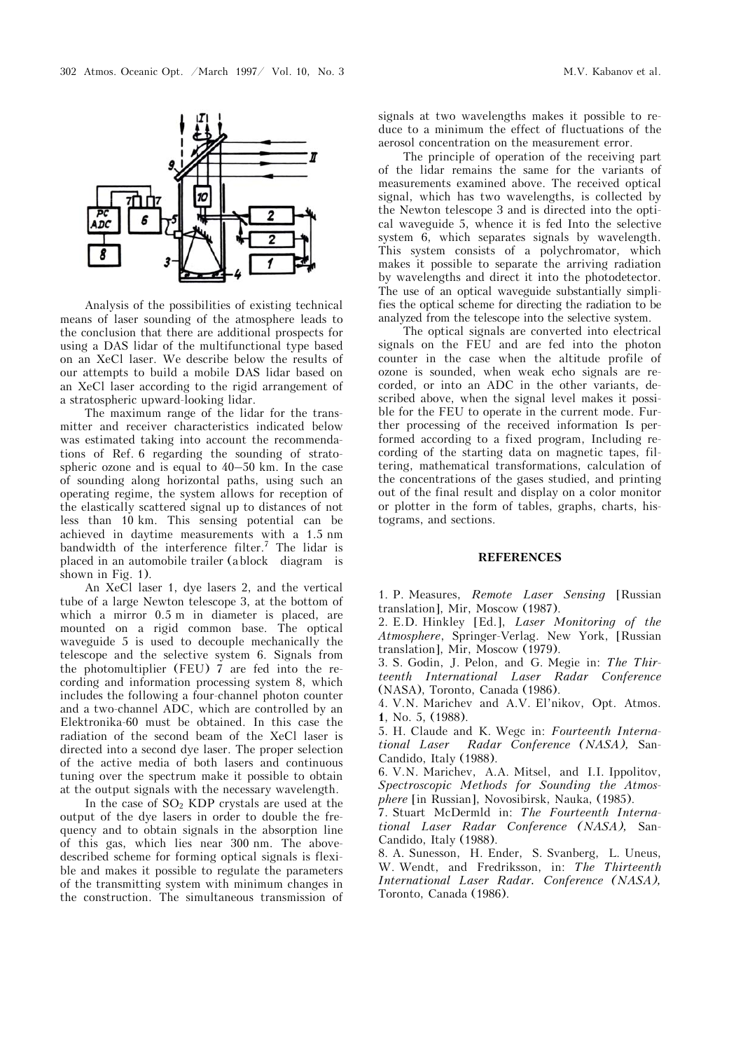Analysis of the possibilities of existing technical means of laser sounding of the atmosphere leads to the conclusion that there are additional prospects for using a DAS lidar of the multifunctional type based on an XeCl laser. We describe below the results of our attempts to build a mobile DAS lidar based on an XeCl laser according to the rigid arrangement of a stratospheric upward-looking lidar.

The maximum range of the lidar for the transmitter and receiver characteristics indicated below was estimated taking into account the recommendations of Ref. 6 regarding the sounding of stratospheric ozone and is equal to 40–50 km. In the case of sounding along horizontal paths, using such an operating regime, the system allows for reception of the elastically scattered signal up to distances of not less than 10 km. This sensing potential can be achieved in daytime measurements with a 1.5 nm bandwidth of the interference filter.[7] The lidar is placed in an automobile trailer (a block diagram is shown in Fig. 1).

An XeCl laser 1, dye lasers 2, and the vertical tube of a large Newton telescope 3, at the bottom of which a mirror 0.5 m in diameter is placed, are mounted on a rigid common base. The optical waveguide 5 is used to decouple mechanically the telescope and the selective system 6. Signals from the photomultiplier (FEU) 7 are fed into the recording and information processing system 8, which includes the following a four-channel photon counter and a two-channel ADC, which are controlled by an Elektronika-60 must be obtained. In this case the radiation of the second beam of the XeCl laser is directed into a second dye laser. The proper selection of the active media of both lasers and continuous tuning over the spectrum make it possible to obtain at the output signals with the necessary wavelength.

In the case of $SO_2$ KDP crystals are used at the output of the dye lasers in order to double the frequency and to obtain signals in the absorption line of this gas, which lies near 300 nm. The above-described scheme for forming optical signals is flexible and makes it possible to regulate the parameters of the transmitting system with minimum changes in the construction. The simultaneous transmission of signals at two wavelengths makes it possible to reduce to a minimum the effect of fluctuations of the aerosol concentration on the measurement error.

The principle of operation of the receiving part of the lidar remains the same for the variants of measurements examined above. The received optical signal, which has two wavelengths, is collected by the Newton telescope 3 and is directed into the optical waveguide 5, whence it is fed Into the selective system 6, which separates signals by wavelength. This system consists of a polychromator, which makes it possible to separate the arriving radiation by wavelengths and direct it into the photodetector. The use of an optical waveguide substantially simplifies the optical scheme for directing the radiation to be analyzed from the telescope into the selective system.

The optical signals are converted into electrical signals on the FEU and are fed into the photon counter in the case when the altitude profile of ozone is sounded, when weak echo signals are recorded, or into an ADC in the other variants, described above, when the signal level makes it possible for the FEU to operate in the current mode. Further processing of the received information Is performed according to a fixed program, Including recording of the starting data on magnetic tapes, filtering, mathematical transformations, calculation of the concentrations of the gases studied, and printing out of the final result and display on a color monitor or plotter in the form of tables, graphs, charts, histograms, and sections.

## REFERENCES

1. P. Measures, *Remote Laser Sensing* [Russian translation], Mir, Moscow (1987).
2. E.D. Hinkley [Ed.], *Laser Monitoring of the Atmosphere*, Springer-Verlag. New York, [Russian translation], Mir, Moscow (1979).
3. S. Godin, J. Pelon, and G. Megie in: *The Thirteenth International Laser Radar Conference* (NASA), Toronto, Canada (1986).
4. V.N. Marichev and A.V. El'nikov, Opt. Atmos. **1**, No. 5, (1988).
5. H. Claude and K. Wegc in: *Fourteenth International Laser Radar Conference (NASA),* San-Candido, Italy (1988).
6. V.N. Marichev, A.A. Mitsel, and I.I. Ippolitov, *Spectroscopic Methods for Sounding the Atmosphere* [in Russian], Novosibirsk, Nauka, (1985).
7. Stuart McDermld in: *The Fourteenth International Laser Radar Conference (NASA),* San-Candido, Italy (1988).
8. A. Sunesson, H. Ender, S. Svanberg, L. Uneus, W. Wendt, and Fredriksson, in: *The Thirteenth International Laser Radar. Conference (NASA),* Toronto, Canada (1986).